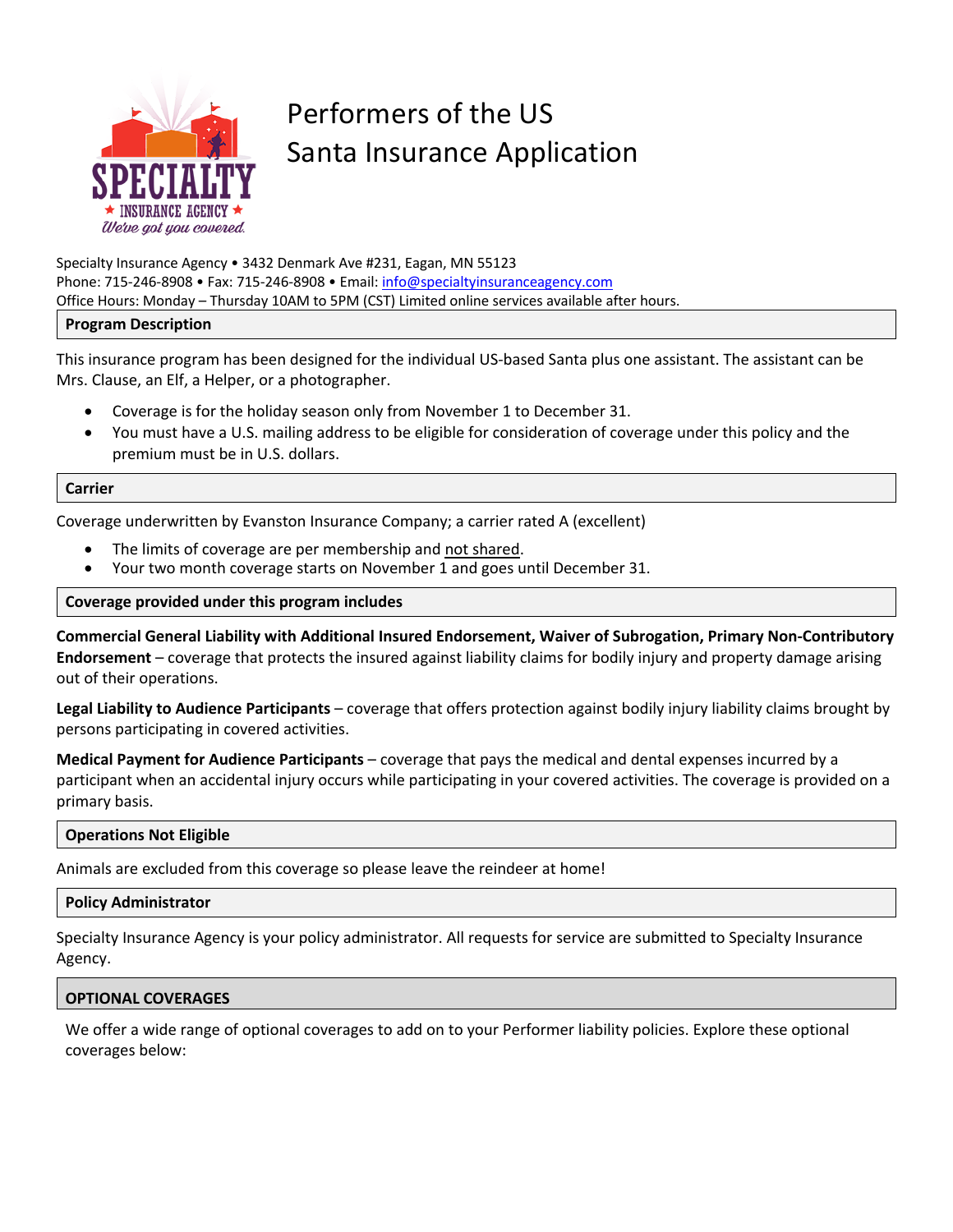# Performers of the US
# Santa Insurance Application

Specialty Insurance Agency • 3432 Denmark Ave #231, Eagan, MN 55123
Phone: 715-246-8908 • Fax: 715-246-8908 • Email: info@specialtyinsuranceagency.com
Office Hours: Monday – Thursday 10AM to 5PM (CST) Limited online services available after hours.

## Program Description

This insurance program has been designed for the individual US-based Santa plus one assistant. The assistant can be Mrs. Clause, an Elf, a Helper, or a photographer.

- Coverage is for the holiday season only from November 1 to December 31.
- You must have a U.S. mailing address to be eligible for consideration of coverage under this policy and the premium must be in U.S. dollars.

## Carrier

Coverage underwritten by Evanston Insurance Company; a carrier rated A (excellent)

- The limits of coverage are per membership and not shared.
- Your two month coverage starts on November 1 and goes until December 31.

## Coverage provided under this program includes

**Commercial General Liability with Additional Insured Endorsement, Waiver of Subrogation, Primary Non-Contributory Endorsement** – coverage that protects the insured against liability claims for bodily injury and property damage arising out of their operations.

**Legal Liability to Audience Participants** – coverage that offers protection against bodily injury liability claims brought by persons participating in covered activities.

**Medical Payment for Audience Participants** – coverage that pays the medical and dental expenses incurred by a participant when an accidental injury occurs while participating in your covered activities. The coverage is provided on a primary basis.

## Operations Not Eligible

Animals are excluded from this coverage so please leave the reindeer at home!

## Policy Administrator

Specialty Insurance Agency is your policy administrator. All requests for service are submitted to Specialty Insurance Agency.

## OPTIONAL COVERAGES

We offer a wide range of optional coverages to add on to your Performer liability policies. Explore these optional coverages below: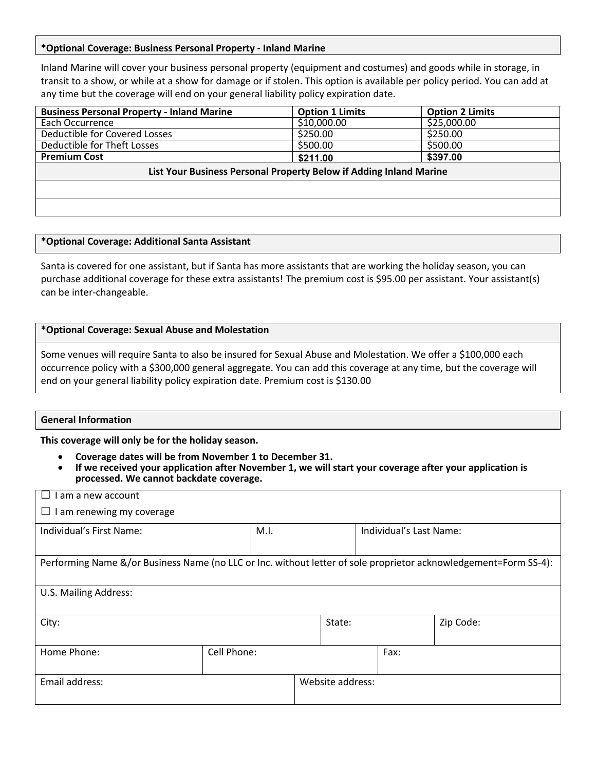### *Optional Coverage: Business Personal Property - Inland Marine

Inland Marine will cover your business personal property (equipment and costumes) and goods while in storage, in transit to a show, or while at a show for damage or if stolen. This option is available per policy period. You can add at any time but the coverage will end on your general liability policy expiration date.

| Business Personal Property - Inland Marine | Option 1 Limits | Option 2 Limits |
|---|---|---|
| Each Occurrence | $10,000.00 | $25,000.00 |
| Deductible for Covered Losses | $250.00 | $250.00 |
| Deductible for Theft Losses | $500.00 | $500.00 |
| **Premium Cost** | **$211.00** | **$397.00** |
| **List Your Business Personal Property Below if Adding Inland Marine** | | |
| | | |
| | | |

### *Optional Coverage: Additional Santa Assistant

Santa is covered for one assistant, but if Santa has more assistants that are working the holiday season, you can purchase additional coverage for these extra assistants! The premium cost is $95.00 per assistant. Your assistant(s) can be inter-changeable.

### *Optional Coverage: Sexual Abuse and Molestation

Some venues will require Santa to also be insured for Sexual Abuse and Molestation. We offer a $100,000 each occurrence policy with a $300,000 general aggregate. You can add this coverage at any time, but the coverage will end on your general liability policy expiration date. Premium cost is $130.00

### General Information

**This coverage will only be for the holiday season.**

- **Coverage dates will be from November 1 to December 31.**
- **If we received your application after November 1, we will start your coverage after your application is processed. We cannot backdate coverage.**

☐ I am a new account

☐ I am renewing my coverage

| Individual's First Name: | M.I. | Individual's Last Name: |
|---|---|---|
| | | |

Performing Name &/or Business Name (no LLC or Inc. without letter of sole proprietor acknowledgement=Form SS-4):

U.S. Mailing Address:

| City: | State: | Zip Code: |
|---|---|---|
| | | |

| Home Phone: | Cell Phone: | Fax: |
|---|---|---|
| | | |

| Email address: | Website address: |
|---|---|
| | |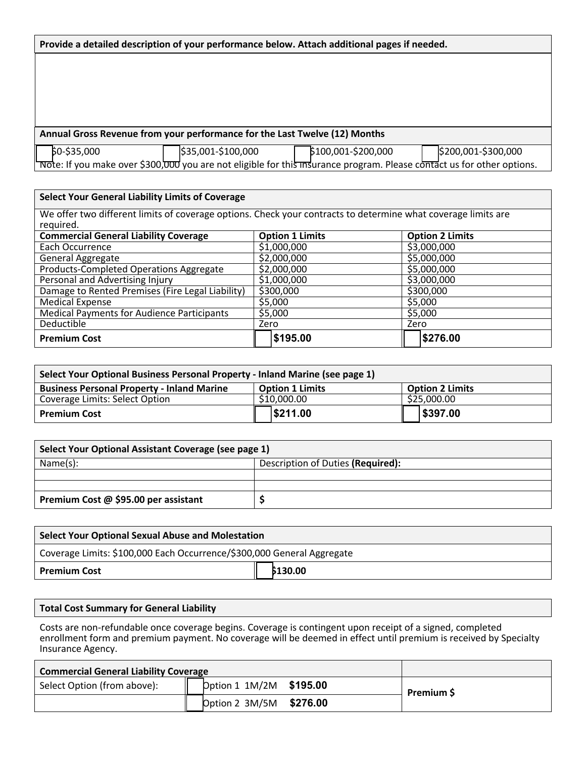**Provide a detailed description of your performance below. Attach additional pages if needed.**

**Annual Gross Revenue from your performance for the Last Twelve (12) Months**

☐ $0-$35,000 ☐ $35,001-$100,000 ☐ $100,001-$200,000 ☐ $200,001-$300,000

Note: If you make over $300,000 you are not eligible for this insurance program. Please contact us for other options.

**Select Your General Liability Limits of Coverage**

We offer two different limits of coverage options. Check your contracts to determine what coverage limits are required.

| Commercial General Liability Coverage | Option 1 Limits | Option 2 Limits |
|---|---|---|
| Each Occurrence | $1,000,000 | $3,000,000 |
| General Aggregate | $2,000,000 | $5,000,000 |
| Products-Completed Operations Aggregate | $2,000,000 | $5,000,000 |
| Personal and Advertising Injury | $1,000,000 | $3,000,000 |
| Damage to Rented Premises (Fire Legal Liability) | $300,000 | $300,000 |
| Medical Expense | $5,000 | $5,000 |
| Medical Payments for Audience Participants | $5,000 | $5,000 |
| Deductible | Zero | Zero |
| **Premium Cost** | ☐ **$195.00** | ☐ **$276.00** |

**Select Your Optional Business Personal Property - Inland Marine (see page 1)**

| Business Personal Property - Inland Marine | Option 1 Limits | Option 2 Limits |
|---|---|---|
| Coverage Limits: Select Option | $10,000.00 | $25,000.00 |
| **Premium Cost** | ☐ **$211.00** | ☐ **$397.00** |

**Select Your Optional Assistant Coverage (see page 1)**

| Name(s): | Description of Duties **(Required):** |
|---|---|
| | |
| | |
| **Premium Cost @ $95.00 per assistant** | **$** |

**Select Your Optional Sexual Abuse and Molestation**

Coverage Limits: $100,000 Each Occurrence/$300,000 General Aggregate

| **Premium Cost** | ☐ **$130.00** |
|---|---|

**Total Cost Summary for General Liability**

Costs are non-refundable once coverage begins. Coverage is contingent upon receipt of a signed, completed enrollment form and premium payment. No coverage will be deemed in effect until premium is received by Specialty Insurance Agency.

| **Commercial General Liability Coverage** | | |
|---|---|---|
| Select Option (from above): | ☐ Option 1 1M/2M **$195.00** | **Premium $** |
| | ☐ Option 2 3M/5M **$276.00** | |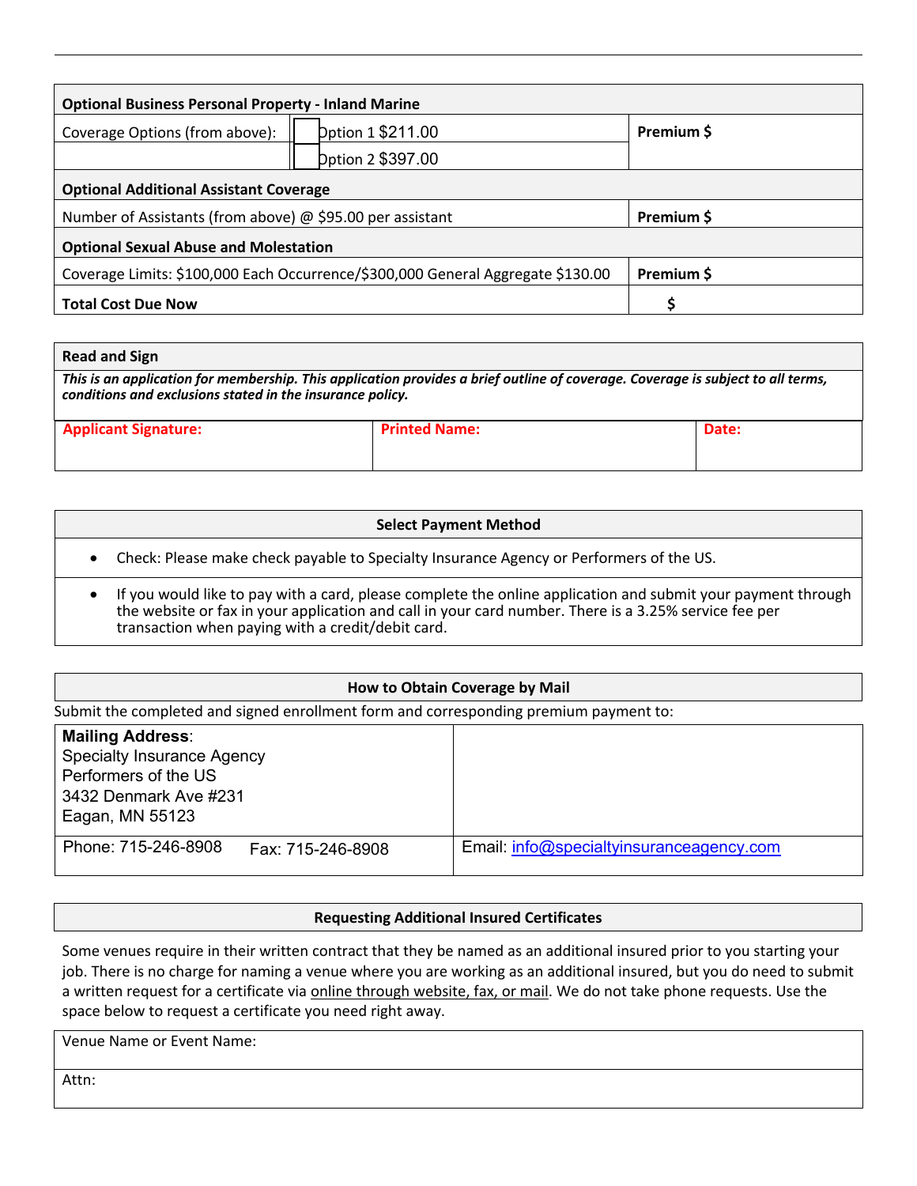| Optional Business Personal Property - Inland Marine | | |
|---|---|---|
| Coverage Options (from above): | ☐ Option 1 $211.00 | Premium $ |
| | ☐ Option 2 $397.00 | |
| **Optional Additional Assistant Coverage** | | |
| Number of Assistants (from above) @ $95.00 per assistant | | Premium $ |
| **Optional Sexual Abuse and Molestation** | | |
| Coverage Limits: $100,000 Each Occurrence/$300,000 General Aggregate $130.00 | | Premium $ |
| **Total Cost Due Now** | | $ |

| Read and Sign | | |
|---|---|---|
| ***This is an application for membership. This application provides a brief outline of coverage. Coverage is subject to all terms, conditions and exclusions stated in the insurance policy.*** | | |
| **Applicant Signature:** | **Printed Name:** | **Date:** |

### Select Payment Method

- Check: Please make check payable to Specialty Insurance Agency or Performers of the US.
- If you would like to pay with a card, please complete the online application and submit your payment through the website or fax in your application and call in your card number. There is a 3.25% service fee per transaction when paying with a credit/debit card.

### How to Obtain Coverage by Mail

Submit the completed and signed enrollment form and corresponding premium payment to:

| **Mailing Address**:<br>Specialty Insurance Agency<br>Performers of the US<br>3432 Denmark Ave #231<br>Eagan, MN 55123 | |
|---|---|
| Phone: 715-246-8908 Fax: 715-246-8908 | Email: info@specialtyinsuranceagency.com |

### Requesting Additional Insured Certificates

Some venues require in their written contract that they be named as an additional insured prior to you starting your job. There is no charge for naming a venue where you are working as an additional insured, but you do need to submit a written request for a certificate via online through website, fax, or mail. We do not take phone requests. Use the space below to request a certificate you need right away.

| Venue Name or Event Name: |
|---|
| Attn: |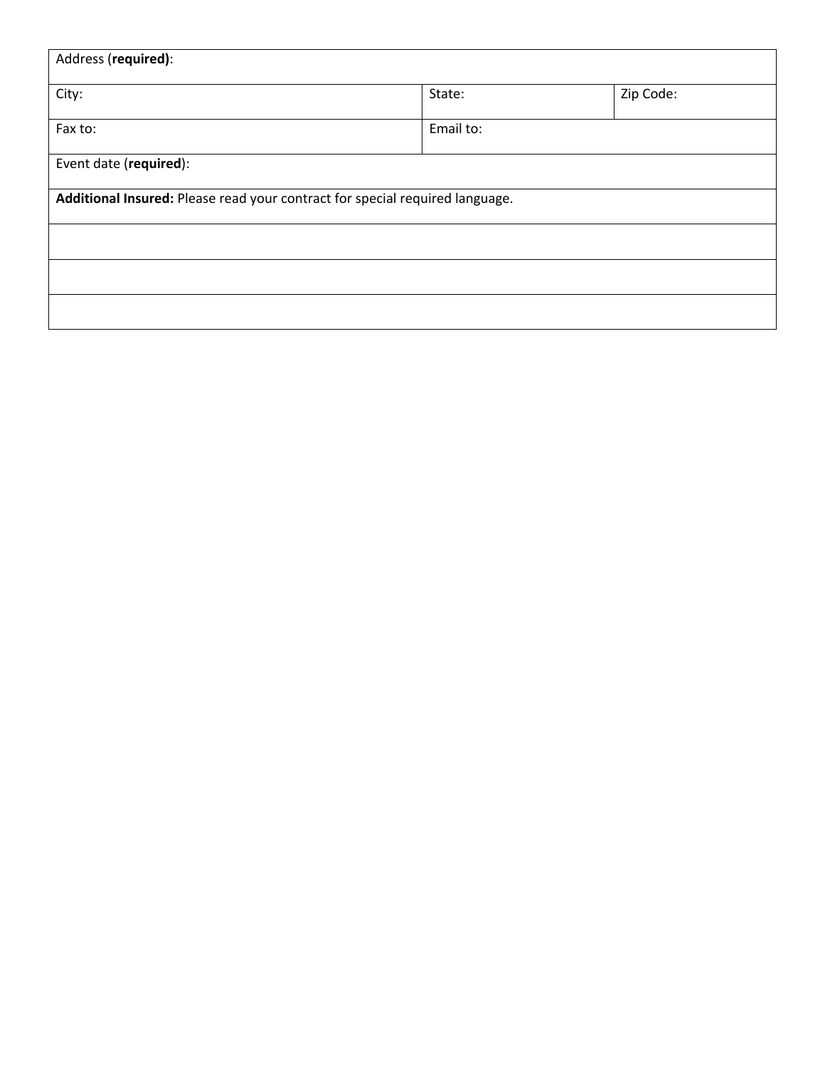| | | |
|---|---|---|
| Address (**required)**: | | |
| City: | State: | Zip Code: |
| Fax to: | Email to: | |
| Event date (**required**): | | |
| **Additional Insured:** Please read your contract for special required language. | | |
| | | |
| | | |
| | | |